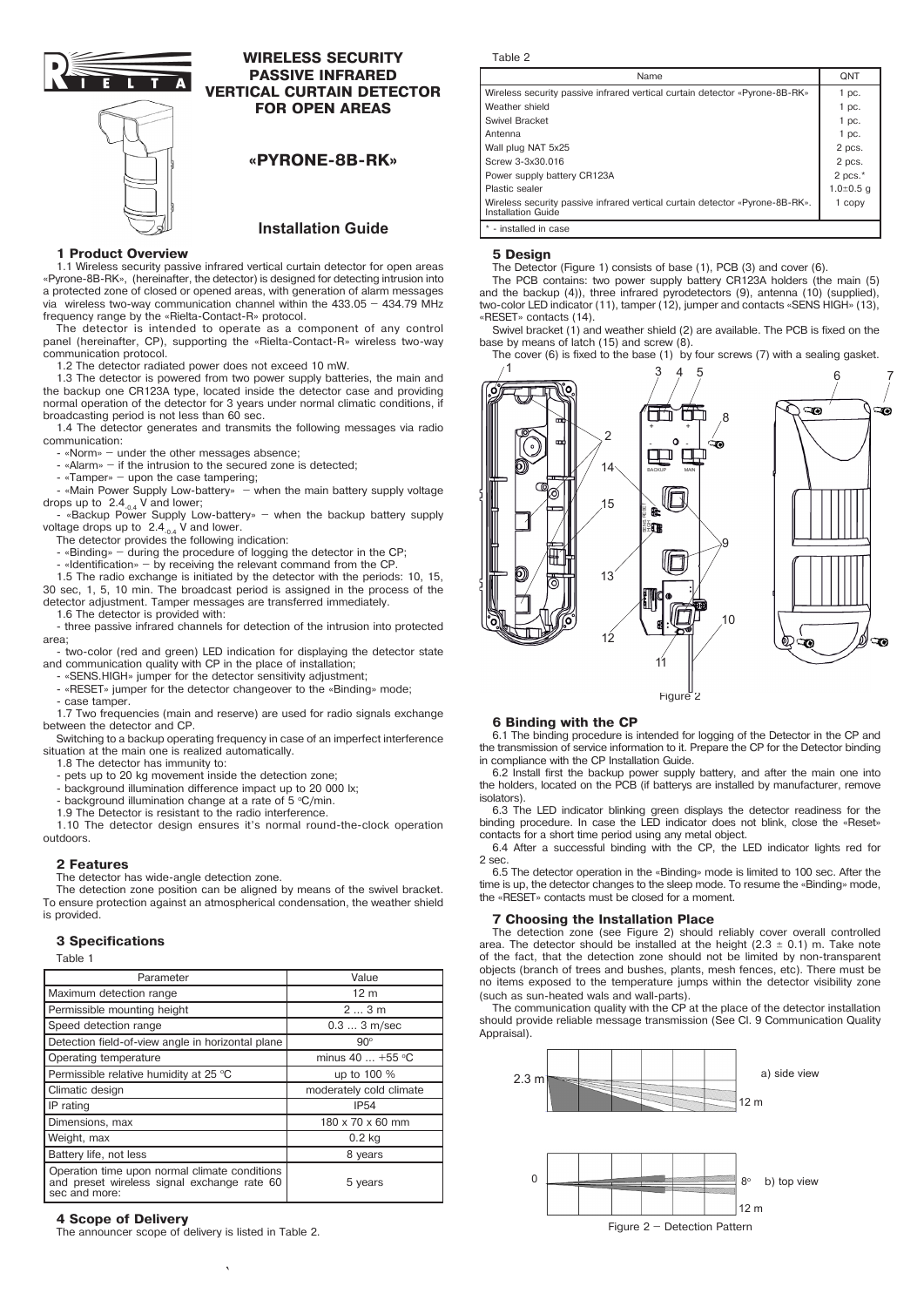# WIRELESS SECURITY PASSIVE INFRARED VERTICAL CURTAIN DETECTOR FOR OPEN AREAS

# «PYRONE-8B-RK»

## Installation Guide

### 1 Product Overview

1.1 Wireless security passive infrared vertical curtain detector for open areas «Pyrone-8B-RK», (hereinafter, the detector) is designed for detecting intrusion into a protected zone of closed or opened areas, with generation of alarm messages via wireless two-way communication channel within the 433.05 – 434.79 MHz frequency range by the «Rielta-Contact-R» protocol.

The detector is intended to operate as a component of any control panel (hereinafter, CP), supporting the «Rielta-Contact-R» wireless two-way communication protocol.

1.2 The detector radiated power does not exceed 10 mW.

1.3 The detector is powered from two power supply batteries, the main and the backup one CR123A type, located inside the detector case and providing normal operation of the detector for 3 years under normal climatic conditions, if broadcasting period is not less than 60 sec.

1.4 The detector generates and transmits the following messages via radio communication:

- «Norm» – under the other messages absence;
- «Alarm» – if the intrusion to the secured zone is detected;
- «Tamper» – upon the case tampering;
- «Main Power Supply Low-battery» – when the main battery supply voltage drops up to $2.4_{-0.4}$ V and lower;
- «Backup Power Supply Low-battery» – when the backup battery supply voltage drops up to $2.4_{-0.4}$ V and lower.

The detector provides the following indication:

- «Binding» – during the procedure of logging the detector in the CP;
- «Identification» – by receiving the relevant command from the CP.

1.5 The radio exchange is initiated by the detector with the periods: 10, 15, 30 sec, 1, 5, 10 min. The broadcast period is assigned in the process of the detector adjustment. Tamper messages are transferred immediately.

1.6 The detector is provided with:

- three passive infrared channels for detection of the intrusion into protected area;
- two-color (red and green) LED indication for displaying the detector state and communication quality with CP in the place of installation;
- «SENS.HIGH» jumper for the detector sensitivity adjustment;
- «RESET» jumper for the detector changeover to the «Binding» mode;
- case tamper.

1.7 Two frequencies (main and reserve) are used for radio signals exchange between the detector and CP.

Switching to a backup operating frequency in case of an imperfect interference situation at the main one is realized automatically.

1.8 The detector has immunity to:

- pets up to 20 kg movement inside the detection zone;
- background illumination difference impact up to 20 000 lx;
- background illumination change at a rate of 5 °C/min.

1.9 The Detector is resistant to the radio interference.

1.10 The detector design ensures it's normal round-the-clock operation outdoors.

### 2 Features

The detector has wide-angle detection zone.

The detection zone position can be aligned by means of the swivel bracket. To ensure protection against an atmospherical condensation, the weather shield is provided.

### 3 Specifications

Table 1

| Parameter | Value |
|---|---|
| Maximum detection range | 12 m |
| Permissible mounting height | 2 ... 3 m |
| Speed detection range | 0.3 ... 3 m/sec |
| Detection field-of-view angle in horizontal plane | 90° |
| Operating temperature | minus 40 ... +55 °C |
| Permissible relative humidity at 25 °C | up to 100 % |
| Climatic design | moderately cold climate |
| IP rating | IP54 |
| Dimensions, max | 180 x 70 x 60 mm |
| Weight, max | 0.2 kg |
| Battery life, not less | 8 years |
| Operation time upon normal climate conditions and preset wireless signal exchange rate 60 sec and more: | 5 years |

### 4 Scope of Delivery

The announcer scope of delivery is listed in Table 2.

Table 2

| Name | QNT |
|---|---|
| Wireless security passive infrared vertical curtain detector «Pyrone-8B-RK» | 1 pc. |
| Weather shield | 1 pc. |
| Swivel Bracket | 1 pc. |
| Antenna | 1 pc. |
| Wall plug NAT 5x25 | 2 pcs. |
| Screw 3-3x30.016 | 2 pcs. |
| Power supply battery CR123A | 2 pcs.* |
| Plastic sealer | 1.0±0.5 g |
| Wireless security passive infrared vertical curtain detector «Pyrone-8B-RK». Installation Guide | 1 copy |

\* - installed in case

### 5 Design

The Detector (Figure 1) consists of base (1), PCB (3) and cover (6).

The PCB contains: two power supply battery CR123A holders (the main (5) and the backup (4)), three infrared pyrodetectors (9), antenna (10) (supplied), two-color LED indicator (11), tamper (12), jumper and contacts «SENS HIGH» (13), «RESET» contacts (14).

Swivel bracket (1) and weather shield (2) are available. The PCB is fixed on the base by means of latch (15) and screw (8).

The cover (6) is fixed to the base (1) by four screws (7) with a sealing gasket.

Figure 2

### 6 Binding with the CP

6.1 The binding procedure is intended for logging of the Detector in the CP and the transmission of service information to it. Prepare the CP for the Detector binding in compliance with the CP Installation Guide.

6.2 Install first the backup power supply battery, and after the main one into the holders, located on the PCB (if batterys are installed by manufacturer, remove isolators).

6.3 The LED indicator blinking green displays the detector readiness for the binding procedure. In case the LED indicator does not blink, close the «Reset» contacts for a short time period using any metal object.

6.4 After a successful binding with the CP, the LED indicator lights red for 2 sec.

6.5 The detector operation in the «Binding» mode is limited to 100 sec. After the time is up, the detector changes to the sleep mode. To resume the «Binding» mode, the «RESET» contacts must be closed for a moment.

### 7 Choosing the Installation Place

The detection zone (see Figure 2) should reliably cover overall controlled area. The detector should be installed at the height (2.3 ± 0.1) m. Take note of the fact, that the detection zone should not be limited by non-transparent objects (branch of trees and bushes, plants, mesh fences, etc). There must be no items exposed to the temperature jumps within the detector visibility zone (such as sun-heated wals and wall-parts).

The communication quality with the CP at the place of the detector installation should provide reliable message transmission (See Cl. 9 Communication Quality Appraisal).

Figure 2 – Detection Pattern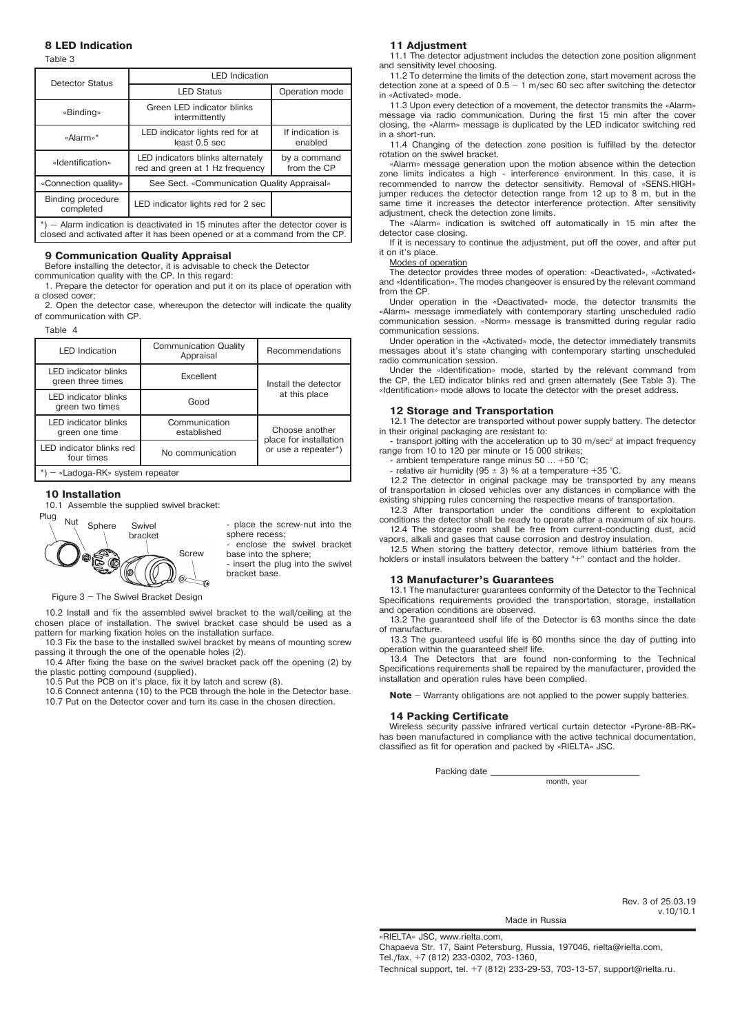## 8 LED Indication

Table 3

| Detector Status | LED Indication | |
|---|---|---|
| | LED Status | Operation mode |
| «Binding» | Green LED indicator blinks intermittently | |
| «Alarm»* | LED indicator lights red for at least 0.5 sec | If indication is enabled |
| «Identification» | LED indicators blinks alternately red and green at 1 Hz frequency | by a command from the CP |
| «Connection quality» | See Sect. «Communication Quality Appraisal» | |
| Binding procedure completed | LED indicator lights red for 2 sec | |

*) — Alarm indication is deactivated in 15 minutes after the detector cover is closed and activated after it has been opened or at a command from the CP.

## 9 Communication Quality Appraisal

Before installing the detector, it is advisable to check the Detector communication quality with the CP. In this regard:

1. Prepare the detector for operation and put it on its place of operation with a closed cover;
2. Open the detector case, whereupon the detector will indicate the quality of communication with CP.

Table 4

| LED Indication | Communication Quality Appraisal | Recommendations |
|---|---|---|
| LED indicator blinks green three times | Excellent | Install the detector at this place |
| LED indicator blinks green two times | Good | |
| LED indicator blinks green one time | Communication established | Choose another place for installation or use a repeater*) |
| LED indicator blinks red four times | No communication | |

*) — «Ladoga-RK» system repeater

## 10 Installation

10.1 Assemble the supplied swivel bracket:

Plug Nut Sphere Swivel bracket Screw

- place the screw-nut into the sphere recess;
- enclose the swivel bracket base into the sphere;
- insert the plug into the swivel bracket base.

Figure 3 — The Swivel Bracket Design

10.2 Install and fix the assembled swivel bracket to the wall/ceiling at the chosen place of installation. The swivel bracket case should be used as a pattern for marking fixation holes on the installation surface.

10.3 Fix the base to the installed swivel bracket by means of mounting screw passing it through the one of the openable holes (2).

10.4 After fixing the base on the swivel bracket pack off the opening (2) by the plastic potting compound (supplied).

10.5 Put the PCB on it's place, fix it by latch and screw (8).

10.6 Connect antenna (10) to the PCB through the hole in the Detector base.

10.7 Put on the Detector cover and turn its case in the chosen direction.

## 11 Adjustment

11.1 The detector adjustment includes the detection zone position alignment and sensitivity level choosing.

11.2 To determine the limits of the detection zone, start movement across the detection zone at a speed of 0.5 – 1 m/sec 60 sec after switching the detector in «Activated» mode.

11.3 Upon every detection of a movement, the detector transmits the «Alarm» message via radio communication. During the first 15 min after the cover closing, the «Alarm» message is duplicated by the LED indicator switching red in a short-run.

11.4 Changing of the detection zone position is fulfilled by the detector rotation on the swivel bracket.

«Alarm» message generation upon the motion absence within the detection zone limits indicates a high - interference environment. In this case, it is recommended to narrow the detector sensitivity. Removal of «SENS.HIGH» jumper reduces the detector detection range from 12 up to 8 m, but in the same time it increases the detector interference protection. After sensitivity adjustment, check the detection zone limits.

The «Alarm» indication is switched off automatically in 15 min after the detector case closing.

If it is necessary to continue the adjustment, put off the cover, and after put it on it's place.

Modes of operation

The detector provides three modes of operation: «Deactivated», «Activated» and «Identification». The modes changeover is ensured by the relevant command from the CP.

Under operation in the «Deactivated» mode, the detector transmits the «Alarm» message immediately with contemporary starting unscheduled radio communication session. «Norm» message is transmitted during regular radio communication sessions.

Under operation in the «Activated» mode, the detector immediately transmits messages about it's state changing with contemporary starting unscheduled radio communication session.

Under the «Identification» mode, started by the relevant command from the CP, the LED indicator blinks red and green alternately (See Table 3). The «Identification» mode allows to locate the detector with the preset address.

## 12 Storage and Transportation

12.1 The detector are transported without power supply battery. The detector in their original packaging are resistant to:

- transport jolting with the acceleration up to 30 m/sec$^2$ at impact frequency range from 10 to 120 per minute or 15 000 strikes;
- ambient temperature range minus 50 ... +50 °C;
- relative air humidity (95 ± 3) % at a temperature +35 °C.

12.2 The detector in original package may be transported by any means of transportation in closed vehicles over any distances in compliance with the existing shipping rules concerning the respective means of transportation.

12.3 After transportation under the conditions different to exploitation conditions the detector shall be ready to operate after a maximum of six hours.

12.4 The storage room shall be free from current-conducting dust, acid vapors, alkali and gases that cause corrosion and destroy insulation.

12.5 When storing the battery detector, remove lithium batteries from the holders or install insulators between the battery "+" contact and the holder.

## 13 Manufacturer's Guarantees

13.1 The manufacturer guarantees conformity of the Detector to the Technical Specifications requirements provided the transportation, storage, installation and operation conditions are observed.

13.2 The guaranteed shelf life of the Detector is 63 months since the date of manufacture.

13.3 The guaranteed useful life is 60 months since the day of putting into operation within the guaranteed shelf life.

13.4 The Detectors that are found non-conforming to the Technical Specifications requirements shall be repaired by the manufacturer, provided the installation and operation rules have been complied.

**Note** – Warranty obligations are not applied to the power supply batteries.

## 14 Packing Certificate

Wireless security passive infrared vertical curtain detector «Pyrone-8B-RK» has been manufactured in compliance with the active technical documentation, classified as fit for operation and packed by «RIELTA» JSC.

Packing date ______________________
month, year

Rev. 3 of 25.03.19
v.10/10.1

Made in Russia

«RIELTA» JSC, www.rielta.com,
Chapaeva Str. 17, Saint Petersburg, Russia, 197046, rielta@rielta.com,
Tel./fax. +7 (812) 233-0302, 703-1360,
Technical support, tel. +7 (812) 233-29-53, 703-13-57, support@rielta.ru.